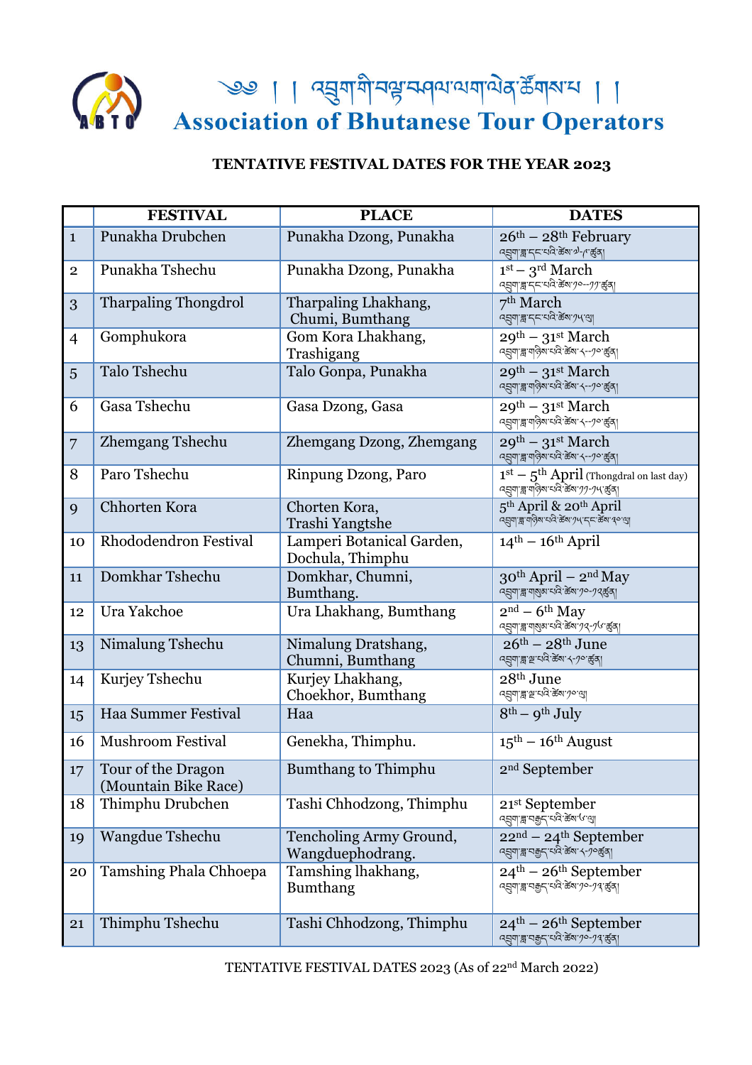# ༄༅། །འབྲུག་གི་བསྐྱོད་བཤལ་ལག་ལེན་ཚོགས་པ། །

# Association of Bhutanese Tour Operators

## TENTATIVE FESTIVAL DATES FOR THE YEAR 2023

| | FESTIVAL | PLACE | DATES |
|---|---|---|---|
| 1 | Punakha Drubchen | Punakha Dzong, Punakha | 26th – 28th February<br>འབྲུག་ཟླ་དང་པའི་ཚེས་༧-༩་ཚུན། |
| 2 | Punakha Tshechu | Punakha Dzong, Punakha | 1st – 3rd March<br>འབྲུག་ཟླ་དང་པའི་ཚེས་༡༠-༡༡་ཚུན། |
| 3 | Tharpaling Thongdrol | Tharpaling Lhakhang, Chumi, Bumthang | 7th March<br>འབྲུག་ཟླ་དང་པའི་ཚེས་༡༥་ལུ། |
| 4 | Gomphukora | Gom Kora Lhakhang, Trashigang | 29th – 31st March<br>འབྲུག་ཟླ་གཉིས་པའི་ཚེས་༨-༡༠་ཚུན། |
| 5 | Talo Tshechu | Talo Gonpa, Punakha | 29th – 31st March<br>འབྲུག་ཟླ་གཉིས་པའི་ཚེས་༨-༡༠་ཚུན། |
| 6 | Gasa Tshechu | Gasa Dzong, Gasa | 29th – 31st March<br>འབྲུག་ཟླ་གཉིས་པའི་ཚེས་༨-༡༠་ཚུན། |
| 7 | Zhemgang Tshechu | Zhemgang Dzong, Zhemgang | 29th – 31st March<br>འབྲུག་ཟླ་གཉིས་པའི་ཚེས་༨-༡༠་ཚུན། |
| 8 | Paro Tshechu | Rinpung Dzong, Paro | 1st – 5th April (Thongdral on last day)<br>འབྲུག་ཟླ་གཉིས་པའི་ཚེས་༡༡-༡༥་ཚུན། |
| 9 | Chhorten Kora | Chorten Kora, Trashi Yangtshe | 5th April & 20th April<br>འབྲུག་ཟླ་གཉིས་པའི་ཚེས་༡༥་དང་ཚེས་༣༠་ལུ། |
| 10 | Rhododendron Festival | Lamperi Botanical Garden, Dochula, Thimphu | 14th – 16th April |
| 11 | Domkhar Tshechu | Domkhar, Chumni, Bumthang. | 30th April – 2nd May<br>འབྲུག་ཟླ་གསུམ་པའི་ཚེས་༡༠-༡༢་ཚུན། |
| 12 | Ura Yakchoe | Ura Lhakhang, Bumthang | 2nd – 6th May<br>འབྲུག་ཟླ་གསུམ་པའི་ཚེས་༡༢-༡༦་ཚུན། |
| 13 | Nimalung Tshechu | Nimalung Dratshang, Chumni, Bumthang | 26th – 28th June<br>འབྲུག་ཟླ་ལྔ་པའི་ཚེས་༨-༡༠་ཚུན། |
| 14 | Kurjey Tshechu | Kurjey Lhakhang, Choekhor, Bumthang | 28th June<br>འབྲུག་ཟླ་ལྔ་པའི་ཚེས་༡༠་ལུ། |
| 15 | Haa Summer Festival | Haa | 8th – 9th July |
| 16 | Mushroom Festival | Genekha, Thimphu. | 15th – 16th August |
| 17 | Tour of the Dragon (Mountain Bike Race) | Bumthang to Thimphu | 2nd September |
| 18 | Thimphu Drubchen | Tashi Chhodzong, Thimphu | 21st September<br>འབྲུག་ཟླ་བརྒྱད་པའི་ཚེས་༦་ལུ། |
| 19 | Wangdue Tshechu | Tencholing Army Ground, Wangduephodrang. | 22nd – 24th September<br>འབྲུག་ཟླ་བརྒྱད་པའི་ཚེས་༨-༡༠་ཚུན། |
| 20 | Tamshing Phala Chhoepa | Tamshing lhakhang, Bumthang | 24th – 26th September<br>འབྲུག་ཟླ་བརྒྱད་པའི་ཚེས་༡༠-༡༢་ཚུན། |
| 21 | Thimphu Tshechu | Tashi Chhodzong, Thimphu | 24th – 26th September<br>འབྲུག་ཟླ་བརྒྱད་པའི་ཚེས་༡༠-༡༢་ཚུན། |

TENTATIVE FESTIVAL DATES 2023 (As of 22nd March 2022)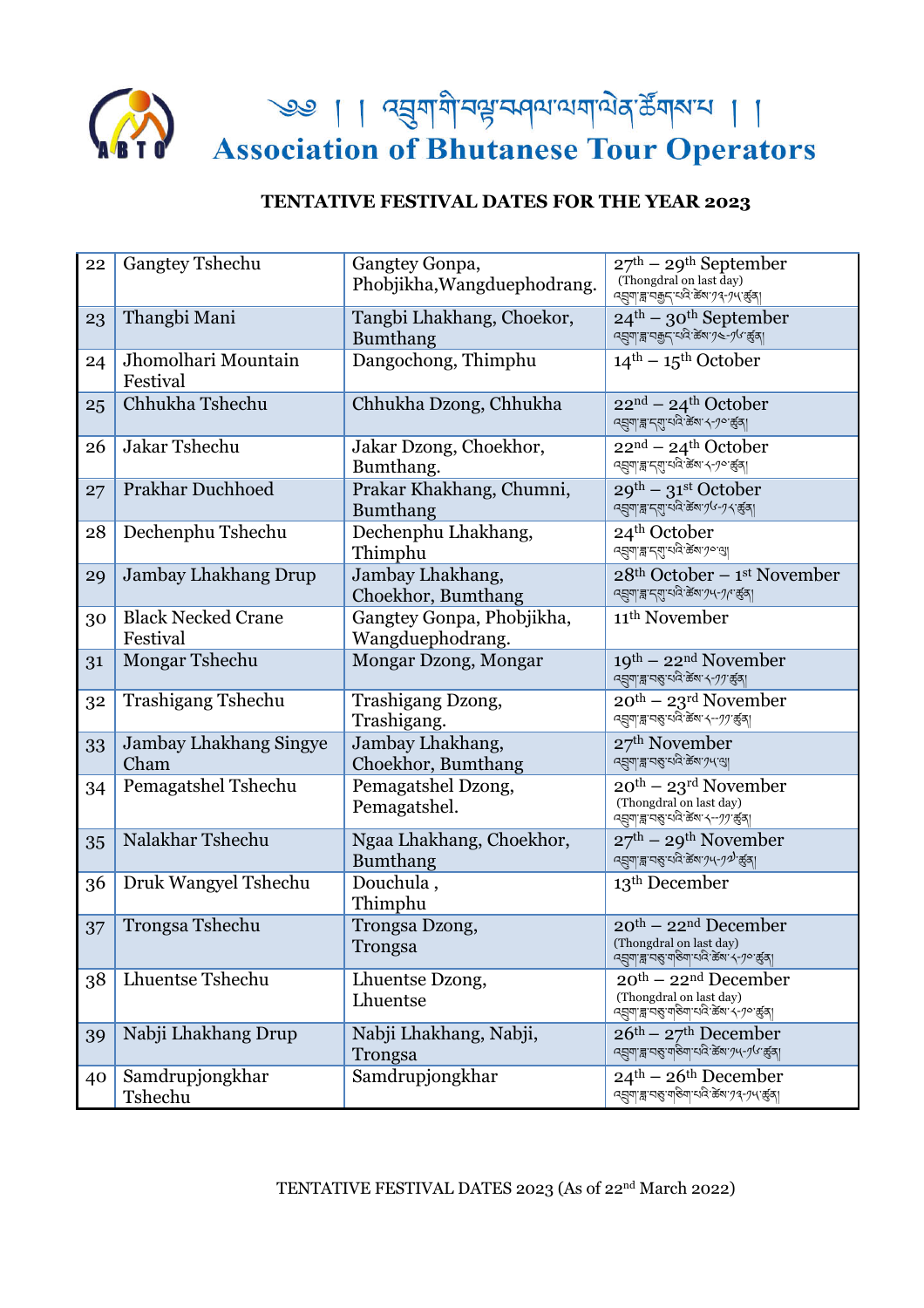༄༅། །འབྲུག་གི་བལྟ་བཤལ་ལག་ལེན་ཚོགས་པ། །

# Association of Bhutanese Tour Operators

## TENTATIVE FESTIVAL DATES FOR THE YEAR 2023

| | | | |
|---|---|---|---|
| 22 | Gangtey Tshechu | Gangtey Gonpa, Phobjikha,Wangduephodrang. | 27th – 29th September (Thongdral on last day) འབྲུག་ཟླ་བརྒྱད་པའི་ཚེས་༡༣-༡༥་ཚུན། |
| 23 | Thangbi Mani | Tangbi Lhakhang, Choekor, Bumthang | 24th – 30th September འབྲུག་ཟླ་བརྒྱད་པའི་ཚེས་༡༠-༡༦་ཚུན། |
| 24 | Jhomolhari Mountain Festival | Dangochong, Thimphu | 14th – 15th October |
| 25 | Chhukha Tshechu | Chhukha Dzong, Chhukha | 22nd – 24th October འབྲུག་ཟླ་དགུ་པའི་ཚེས་༨-༡༠་ཚུན། |
| 26 | Jakar Tshechu | Jakar Dzong, Choekhor, Bumthang. | 22nd – 24th October འབྲུག་ཟླ་དགུ་པའི་ཚེས་༨-༡༠་ཚུན། |
| 27 | Prakhar Duchhoed | Prakar Khakhang, Chumni, Bumthang | 29th – 31st October འབྲུག་ཟླ་དགུ་པའི་ཚེས་༡༥-༡༧་ཚུན། |
| 28 | Dechenphu Tshechu | Dechenphu Lhakhang, Thimphu | 24th October འབྲུག་ཟླ་དགུ་པའི་ཚེས་༡༠་ལུ། |
| 29 | Jambay Lhakhang Drup | Jambay Lhakhang, Choekhor, Bumthang | 28th October – 1st November འབྲུག་ཟླ་དགུ་པའི་ཚེས་༡༤-༡༨་ཚུན། |
| 30 | Black Necked Crane Festival | Gangtey Gonpa, Phobjikha, Wangduephodrang. | 11th November |
| 31 | Mongar Tshechu | Mongar Dzong, Mongar | 19th – 22nd November འབྲུག་ཟླ་བཅུ་པའི་ཚེས་༨-༡༡་ཚུན། |
| 32 | Trashigang Tshechu | Trashigang Dzong, Trashigang. | 20th – 23rd November འབྲུག་ཟླ་བཅུ་པའི་ཚེས་༨-༡༡་ཚུན། |
| 33 | Jambay Lhakhang Singye Cham | Jambay Lhakhang, Choekhor, Bumthang | 27th November འབྲུག་ཟླ་བཅུ་པའི་ཚེས་༡༥་ལུ། |
| 34 | Pemagatshel Tshechu | Pemagatshel Dzong, Pemagatshel. | 20th – 23rd November (Thongdral on last day) འབྲུག་ཟླ་བཅུ་པའི་ཚེས་༨-༡༡་ཚུན། |
| 35 | Nalakhar Tshechu | Ngaa Lhakhang, Choekhor, Bumthang | 27th – 29th November འབྲུག་ཟླ་བཅུ་པའི་ཚེས་༡༥-༡༧་ཚུན། |
| 36 | Druk Wangyel Tshechu | Douchula , Thimphu | 13th December |
| 37 | Trongsa Tshechu | Trongsa Dzong, Trongsa | 20th – 22nd December (Thongdral on last day) འབྲུག་ཟླ་བཅུ་གཅིག་པའི་ཚེས་༨-༡༠་ཚུན། |
| 38 | Lhuentse Tshechu | Lhuentse Dzong, Lhuentse | 20th – 22nd December (Thongdral on last day) འབྲུག་ཟླ་བཅུ་གཅིག་པའི་ཚེས་༨-༡༠་ཚུན། |
| 39 | Nabji Lhakhang Drup | Nabji Lhakhang, Nabji, Trongsa | 26th – 27th December འབྲུག་ཟླ་བཅུ་གཅིག་པའི་ཚེས་༡༤-༡༥་ཚུན། |
| 40 | Samdrupjongkhar Tshechu | Samdrupjongkhar | 24th – 26th December འབྲུག་ཟླ་བཅུ་གཅིག་པའི་ཚེས་༡༢-༡༤་ཚུན། |

TENTATIVE FESTIVAL DATES 2023 (As of 22nd March 2022)